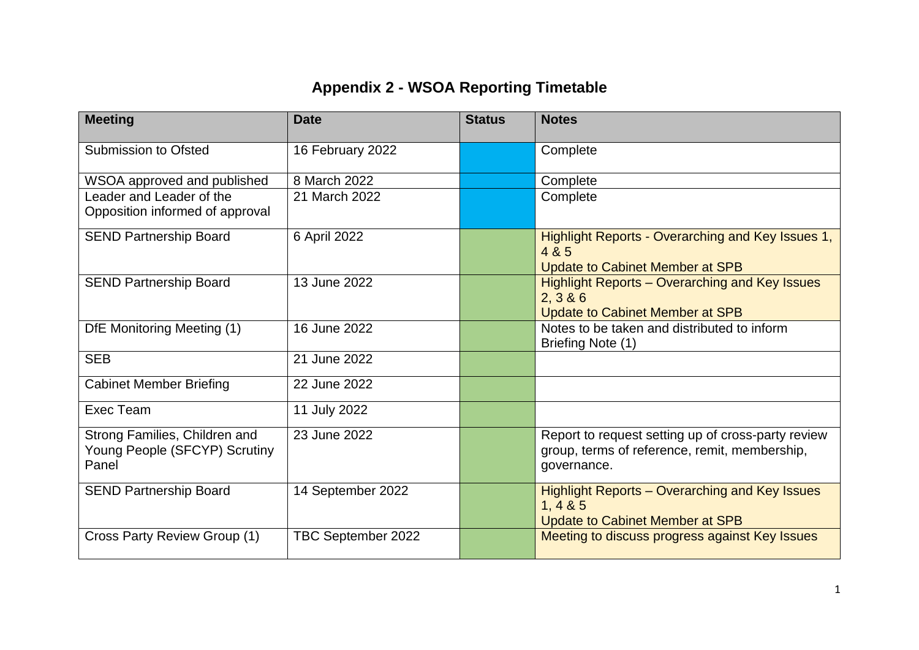# Appendix 2 - WSOA Reporting Timetable

| Meeting | Date | Status | Notes |
| --- | --- | --- | --- |
| Submission to Ofsted | 16 February 2022 | | Complete |
| WSOA approved and published | 8 March 2022 | | Complete |
| Leader and Leader of the Opposition informed of approval | 21 March 2022 | | Complete |
| SEND Partnership Board | 6 April 2022 | | Highlight Reports - Overarching and Key Issues 1, 4 & 5<br>Update to Cabinet Member at SPB |
| SEND Partnership Board | 13 June 2022 | | Highlight Reports – Overarching and Key Issues 2, 3 & 6<br>Update to Cabinet Member at SPB |
| DfE Monitoring Meeting (1) | 16 June 2022 | | Notes to be taken and distributed to inform Briefing Note (1) |
| SEB | 21 June 2022 | | |
| Cabinet Member Briefing | 22 June 2022 | | |
| Exec Team | 11 July 2022 | | |
| Strong Families, Children and Young People (SFCYP) Scrutiny Panel | 23 June 2022 | | Report to request setting up of cross-party review group, terms of reference, remit, membership, governance. |
| SEND Partnership Board | 14 September 2022 | | Highlight Reports – Overarching and Key Issues 1, 4 & 5<br>Update to Cabinet Member at SPB |
| Cross Party Review Group (1) | TBC September 2022 | | Meeting to discuss progress against Key Issues |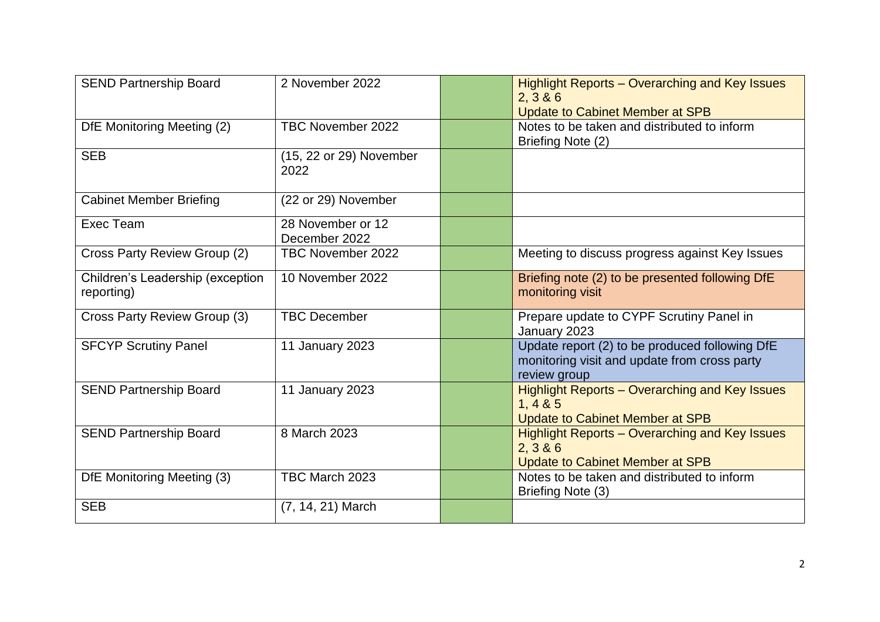| SEND Partnership Board | 2 November 2022 | | Highlight Reports – Overarching and Key Issues 2, 3 & 6<br>Update to Cabinet Member at SPB |
|---|---|---|---|
| DfE Monitoring Meeting (2) | TBC November 2022 | | Notes to be taken and distributed to inform Briefing Note (2) |
| SEB | (15, 22 or 29) November 2022 | | |
| Cabinet Member Briefing | (22 or 29) November | | |
| Exec Team | 28 November or 12 December 2022 | | |
| Cross Party Review Group (2) | TBC November 2022 | | Meeting to discuss progress against Key Issues |
| Children's Leadership (exception reporting) | 10 November 2022 | | Briefing note (2) to be presented following DfE monitoring visit |
| Cross Party Review Group (3) | TBC December | | Prepare update to CYPF Scrutiny Panel in January 2023 |
| SFCYP Scrutiny Panel | 11 January 2023 | | Update report (2) to be produced following DfE monitoring visit and update from cross party review group |
| SEND Partnership Board | 11 January 2023 | | Highlight Reports – Overarching and Key Issues 1, 4 & 5<br>Update to Cabinet Member at SPB |
| SEND Partnership Board | 8 March 2023 | | Highlight Reports – Overarching and Key Issues 2, 3 & 6<br>Update to Cabinet Member at SPB |
| DfE Monitoring Meeting (3) | TBC March 2023 | | Notes to be taken and distributed to inform Briefing Note (3) |
| SEB | (7, 14, 21) March | | |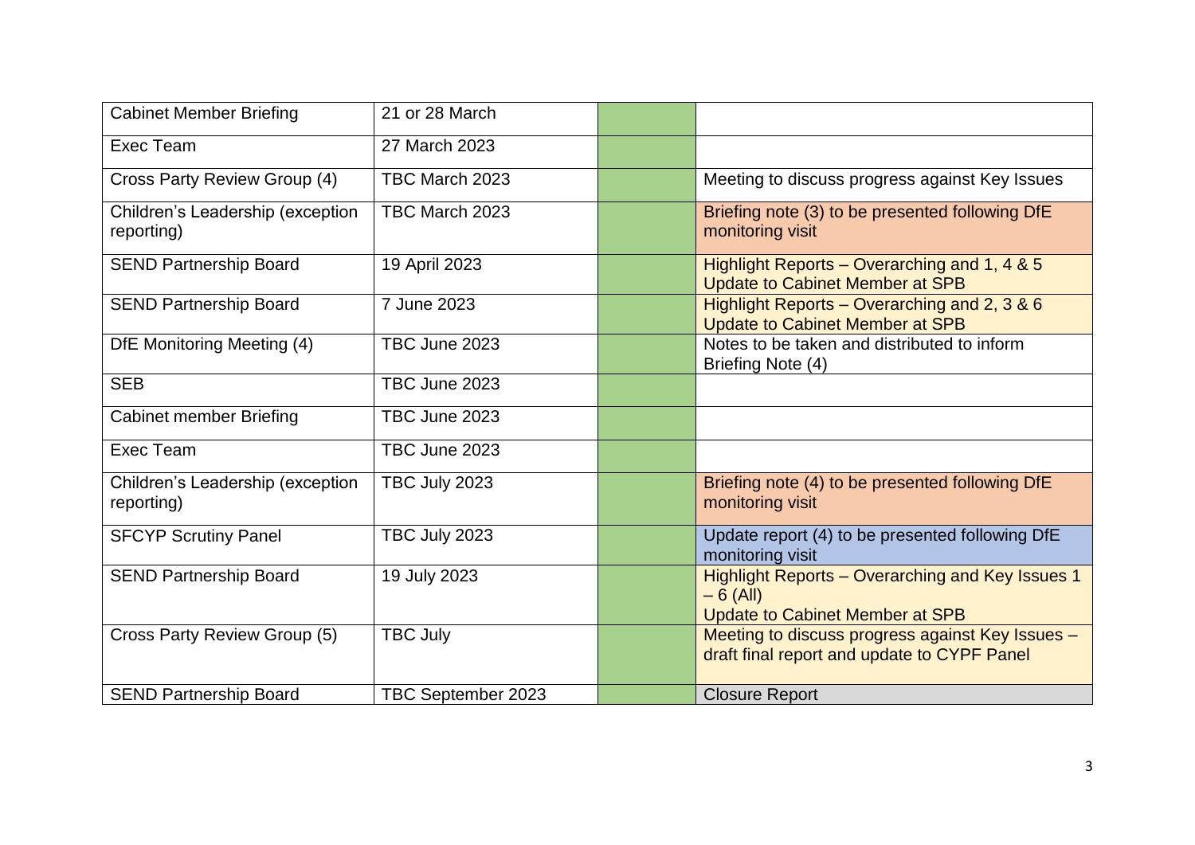| Cabinet Member Briefing | 21 or 28 March | | |
|---|---|---|---|
| Exec Team | 27 March 2023 | | |
| Cross Party Review Group (4) | TBC March 2023 | | Meeting to discuss progress against Key Issues |
| Children's Leadership (exception reporting) | TBC March 2023 | | Briefing note (3) to be presented following DfE monitoring visit |
| SEND Partnership Board | 19 April 2023 | | Highlight Reports – Overarching and 1, 4 & 5<br>Update to Cabinet Member at SPB |
| SEND Partnership Board | 7 June 2023 | | Highlight Reports – Overarching and 2, 3 & 6<br>Update to Cabinet Member at SPB |
| DfE Monitoring Meeting (4) | TBC June 2023 | | Notes to be taken and distributed to inform Briefing Note (4) |
| SEB | TBC June 2023 | | |
| Cabinet member Briefing | TBC June 2023 | | |
| Exec Team | TBC June 2023 | | |
| Children's Leadership (exception reporting) | TBC July 2023 | | Briefing note (4) to be presented following DfE monitoring visit |
| SFCYP Scrutiny Panel | TBC July 2023 | | Update report (4) to be presented following DfE monitoring visit |
| SEND Partnership Board | 19 July 2023 | | Highlight Reports – Overarching and Key Issues 1 – 6 (All)<br>Update to Cabinet Member at SPB |
| Cross Party Review Group (5) | TBC July | | Meeting to discuss progress against Key Issues – draft final report and update to CYPF Panel |
| SEND Partnership Board | TBC September 2023 | | Closure Report |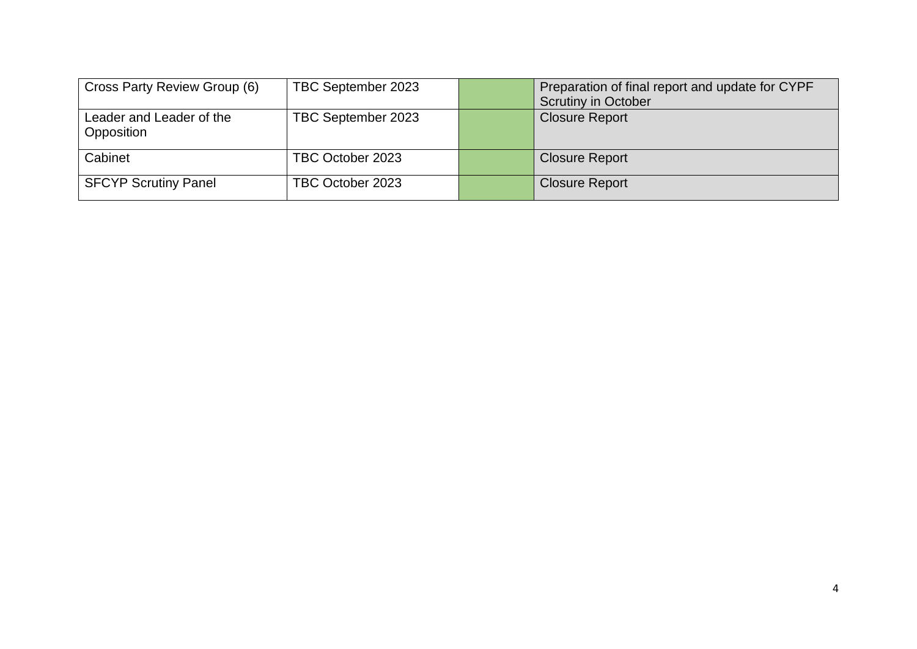| | | | |
|---|---|---|---|
| Cross Party Review Group (6) | TBC September 2023 | | Preparation of final report and update for CYPF Scrutiny in October |
| Leader and Leader of the Opposition | TBC September 2023 | | Closure Report |
| Cabinet | TBC October 2023 | | Closure Report |
| SFCYP Scrutiny Panel | TBC October 2023 | | Closure Report |